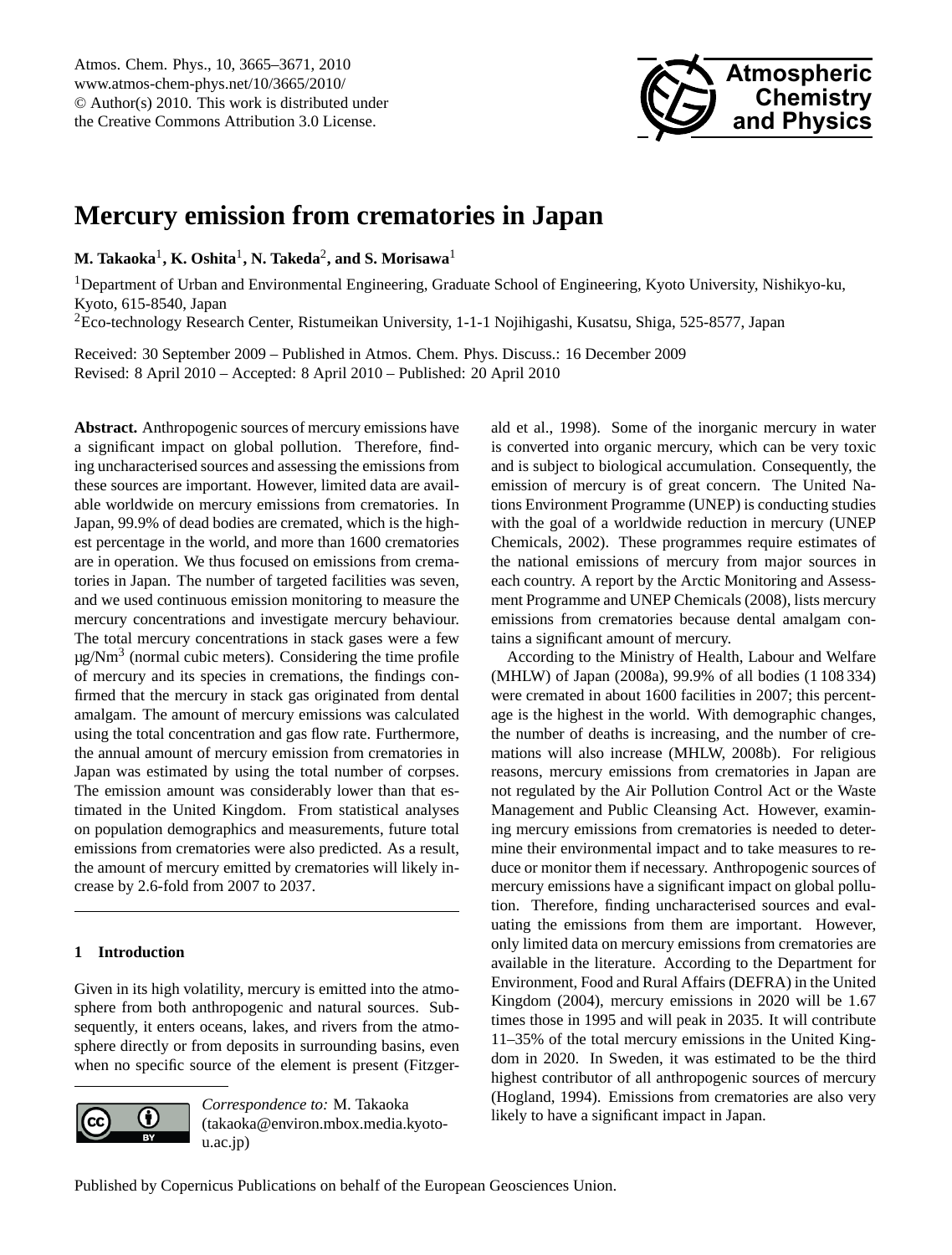# Mercury emission from crematories in Japan

**M. Takaoka[1], K. Oshita[1], N. Takeda[2], and S. Morisawa[1]**

[1]Department of Urban and Environmental Engineering, Graduate School of Engineering, Kyoto University, Nishikyo-ku, Kyoto, 615-8540, Japan

[2]Eco-technology Research Center, Ristumeikan University, 1-1-1 Nojihigashi, Kusatsu, Shiga, 525-8577, Japan

Received: 30 September 2009 – Published in Atmos. Chem. Phys. Discuss.: 16 December 2009
Revised: 8 April 2010 – Accepted: 8 April 2010 – Published: 20 April 2010

**Abstract.** Anthropogenic sources of mercury emissions have a significant impact on global pollution. Therefore, finding uncharacterised sources and assessing the emissions from these sources are important. However, limited data are available worldwide on mercury emissions from crematories. In Japan, 99.9% of dead bodies are cremated, which is the highest percentage in the world, and more than 1600 crematories are in operation. We thus focused on emissions from crematories in Japan. The number of targeted facilities was seven, and we used continuous emission monitoring to measure the mercury concentrations and investigate mercury behaviour. The total mercury concentrations in stack gases were a few µg/Nm$^3$ (normal cubic meters). Considering the time profile of mercury and its species in cremations, the findings confirmed that the mercury in stack gas originated from dental amalgam. The amount of mercury emissions was calculated using the total concentration and gas flow rate. Furthermore, the annual amount of mercury emission from crematories in Japan was estimated by using the total number of corpses. The emission amount was considerably lower than that estimated in the United Kingdom. From statistical analyses on population demographics and measurements, future total emissions from crematories were also predicted. As a result, the amount of mercury emitted by crematories will likely increase by 2.6-fold from 2007 to 2037.

## 1 Introduction

Given in its high volatility, mercury is emitted into the atmosphere from both anthropogenic and natural sources. Subsequently, it enters oceans, lakes, and rivers from the atmosphere directly or from deposits in surrounding basins, even when no specific source of the element is present (Fitzgerald et al., 1998). Some of the inorganic mercury in water is converted into organic mercury, which can be very toxic and is subject to biological accumulation. Consequently, the emission of mercury is of great concern. The United Nations Environment Programme (UNEP) is conducting studies with the goal of a worldwide reduction in mercury (UNEP Chemicals, 2002). These programmes require estimates of the national emissions of mercury from major sources in each country. A report by the Arctic Monitoring and Assessment Programme and UNEP Chemicals (2008), lists mercury emissions from crematories because dental amalgam contains a significant amount of mercury.

According to the Ministry of Health, Labour and Welfare (MHLW) of Japan (2008a), 99.9% of all bodies (1 108 334) were cremated in about 1600 facilities in 2007; this percentage is the highest in the world. With demographic changes, the number of deaths is increasing, and the number of cremations will also increase (MHLW, 2008b). For religious reasons, mercury emissions from crematories in Japan are not regulated by the Air Pollution Control Act or the Waste Management and Public Cleansing Act. However, examining mercury emissions from crematories is needed to determine their environmental impact and to take measures to reduce or monitor them if necessary. Anthropogenic sources of mercury emissions have a significant impact on global pollution. Therefore, finding uncharacterised sources and evaluating the emissions from them are important. However, only limited data on mercury emissions from crematories are available in the literature. According to the Department for Environment, Food and Rural Affairs (DEFRA) in the United Kingdom (2004), mercury emissions in 2020 will be 1.67 times those in 1995 and will peak in 2035. It will contribute 11–35% of the total mercury emissions in the United Kingdom in 2020. In Sweden, it was estimated to be the third highest contributor of all anthropogenic sources of mercury (Hogland, 1994). Emissions from crematories are also very likely to have a significant impact in Japan.

*Correspondence to:* M. Takaoka (takaoka@environ.mbox.media.kyoto-u.ac.jp)

Published by Copernicus Publications on behalf of the European Geosciences Union.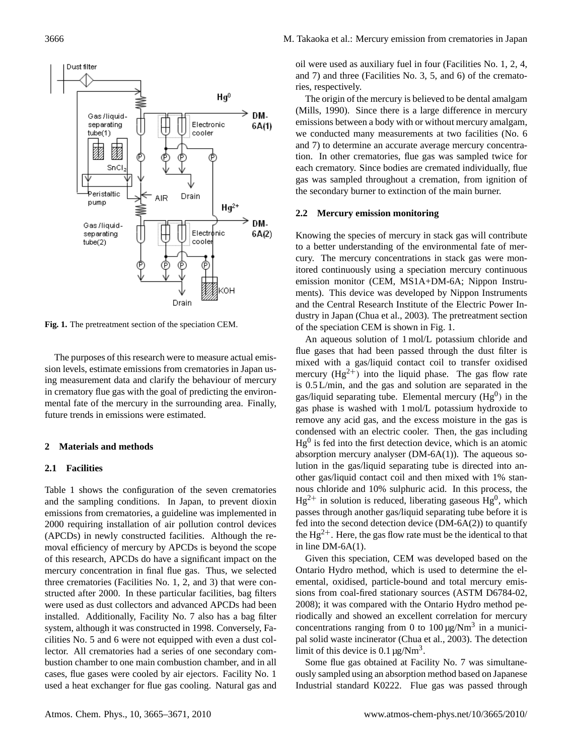Dust filter

$Hg^0$

Gas/liquid-separating tube(1)

Electronic cooler

DM-6A(1)

$SnCl_2$

Peristaltic pump

AIR

Drain

$Hg^{2+}$

Gas/liquid-separating tube(2)

Electronic cooler

DM-6A(2)

KOH

Drain

**Fig. 1.** The pretreatment section of the speciation CEM.

The purposes of this research were to measure actual emission levels, estimate emissions from crematories in Japan using measurement data and clarify the behaviour of mercury in crematory flue gas with the goal of predicting the environmental fate of the mercury in the surrounding area. Finally, future trends in emissions were estimated.

## 2 Materials and methods

### 2.1 Facilities

Table 1 shows the configuration of the seven crematories and the sampling conditions. In Japan, to prevent dioxin emissions from crematories, a guideline was implemented in 2000 requiring installation of air pollution control devices (APCDs) in newly constructed facilities. Although the removal efficiency of mercury by APCDs is beyond the scope of this research, APCDs do have a significant impact on the mercury concentration in final flue gas. Thus, we selected three crematories (Facilities No. 1, 2, and 3) that were constructed after 2000. In these particular facilities, bag filters were used as dust collectors and advanced APCDs had been installed. Additionally, Facility No. 7 also has a bag filter system, although it was constructed in 1998. Conversely, Facilities No. 5 and 6 were not equipped with even a dust collector. All crematories had a series of one secondary combustion chamber to one main combustion chamber, and in all cases, flue gases were cooled by air ejectors. Facility No. 1 used a heat exchanger for flue gas cooling. Natural gas and oil were used as auxiliary fuel in four (Facilities No. 1, 2, 4, and 7) and three (Facilities No. 3, 5, and 6) of the crematories, respectively.

The origin of the mercury is believed to be dental amalgam (Mills, 1990). Since there is a large difference in mercury emissions between a body with or without mercury amalgam, we conducted many measurements at two facilities (No. 6 and 7) to determine an accurate average mercury concentration. In other crematories, flue gas was sampled twice for each crematory. Since bodies are cremated individually, flue gas was sampled throughout a cremation, from ignition of the secondary burner to extinction of the main burner.

### 2.2 Mercury emission monitoring

Knowing the species of mercury in stack gas will contribute to a better understanding of the environmental fate of mercury. The mercury concentrations in stack gas were monitored continuously using a speciation mercury continuous emission monitor (CEM, MS1A+DM-6A; Nippon Instruments). This device was developed by Nippon Instruments and the Central Research Institute of the Electric Power Industry in Japan (Chua et al., 2003). The pretreatment section of the speciation CEM is shown in Fig. 1.

An aqueous solution of 1 mol/L potassium chloride and flue gases that had been passed through the dust filter is mixed with a gas/liquid contact coil to transfer oxidised mercury ($Hg^{2+}$) into the liquid phase. The gas flow rate is 0.5 L/min, and the gas and solution are separated in the gas/liquid separating tube. Elemental mercury ($Hg^0$) in the gas phase is washed with 1 mol/L potassium hydroxide to remove any acid gas, and the excess moisture in the gas is condensed with an electric cooler. Then, the gas including $Hg^0$ is fed into the first detection device, which is an atomic absorption mercury analyser (DM-6A(1)). The aqueous solution in the gas/liquid separating tube is directed into another gas/liquid contact coil and then mixed with 1% stannous chloride and 10% sulphuric acid. In this process, the $Hg^{2+}$ in solution is reduced, liberating gaseous $Hg^0$, which passes through another gas/liquid separating tube before it is fed into the second detection device (DM-6A(2)) to quantify the $Hg^{2+}$. Here, the gas flow rate must be the identical to that in line DM-6A(1).

Given this speciation, CEM was developed based on the Ontario Hydro method, which is used to determine the elemental, oxidised, particle-bound and total mercury emissions from coal-fired stationary sources (ASTM D6784-02, 2008); it was compared with the Ontario Hydro method periodically and showed an excellent correlation for mercury concentrations ranging from 0 to 100 µg/Nm$^3$ in a municipal solid waste incinerator (Chua et al., 2003). The detection limit of this device is 0.1 µg/Nm$^3$.

Some flue gas obtained at Facility No. 7 was simultaneously sampled using an absorption method based on Japanese Industrial standard K0222. Flue gas was passed through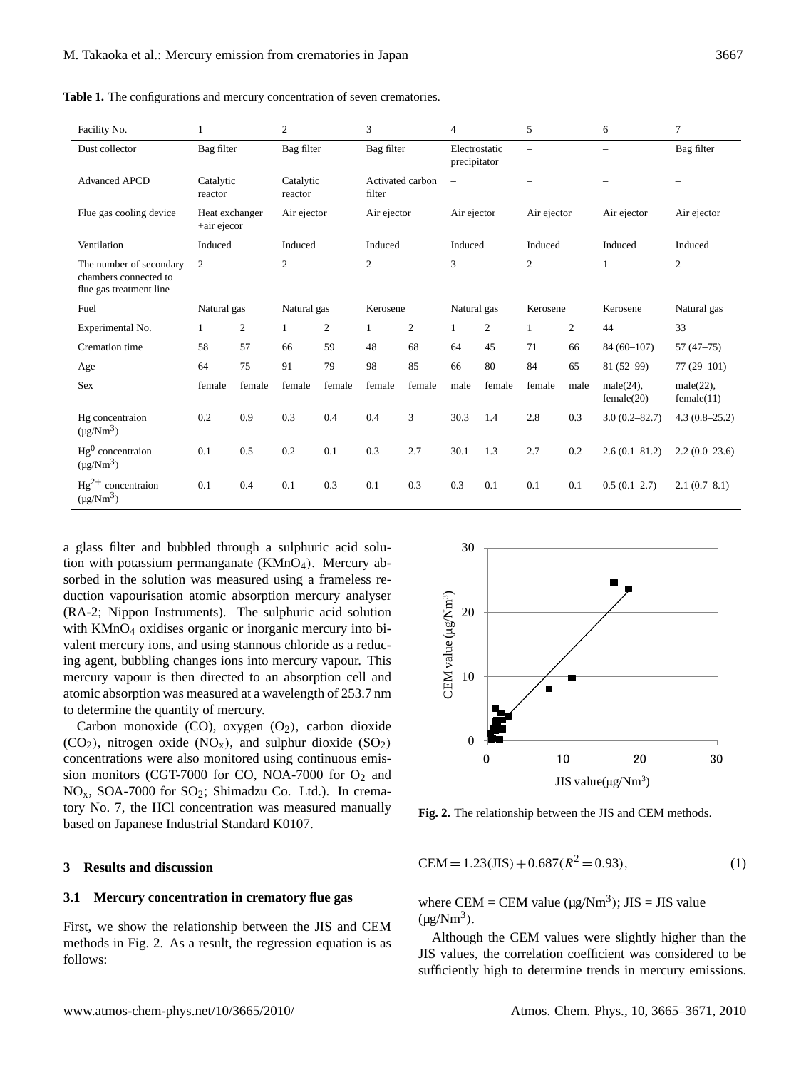**Table 1.** The configurations and mercury concentration of seven crematories.

| Facility No. | 1 | | 2 | | 3 | | 4 | | 5 | | 6 | 7 |
|---|---|---|---|---|---|---|---|---|---|---|---|---|
| Dust collector | Bag filter | | Bag filter | | Bag filter | | Electrostatic precipitator | | – | | – | Bag filter |
| Advanced APCD | Catalytic reactor | | Catalytic reactor | | Activated carbon filter | | – | | – | | – | – |
| Flue gas cooling device | Heat exchanger +air ejecor | | Air ejector | | Air ejector | | Air ejector | | Air ejector | | Air ejector | Air ejector |
| Ventilation | Induced | | Induced | | Induced | | Induced | | Induced | | Induced | Induced |
| The number of secondary chambers connected to flue gas treatment line | 2 | | 2 | | 2 | | 3 | | 2 | | 1 | 2 |
| Fuel | Natural gas | | Natural gas | | Kerosene | | Natural gas | | Kerosene | | Kerosene | Natural gas |
| Experimental No. | 1 | 2 | 1 | 2 | 1 | 2 | 1 | 2 | 1 | 2 | 44 | 33 |
| Cremation time | 58 | 57 | 66 | 59 | 48 | 68 | 64 | 45 | 71 | 66 | 84 (60–107) | 57 (47–75) |
| Age | 64 | 75 | 91 | 79 | 98 | 85 | 66 | 80 | 84 | 65 | 81 (52–99) | 77 (29–101) |
| Sex | female | female | female | female | female | female | male | female | female | male | male(24), female(20) | male(22), female(11) |
| Hg concentraion (μg/Nm$^3$) | 0.2 | 0.9 | 0.3 | 0.4 | 0.4 | 3 | 30.3 | 1.4 | 2.8 | 0.3 | 3.0 (0.2–82.7) | 4.3 (0.8–25.2) |
| $Hg^0$ concentraion (μg/Nm$^3$) | 0.1 | 0.5 | 0.2 | 0.1 | 0.3 | 2.7 | 30.1 | 1.3 | 2.7 | 0.2 | 2.6 (0.1–81.2) | 2.2 (0.0–23.6) |
| $Hg^{2+}$ concentraion (μg/Nm$^3$) | 0.1 | 0.4 | 0.1 | 0.3 | 0.1 | 0.3 | 0.3 | 0.1 | 0.1 | 0.1 | 0.5 (0.1–2.7) | 2.1 (0.7–8.1) |

a glass filter and bubbled through a sulphuric acid solution with potassium permanganate ($KMnO_4$). Mercury absorbed in the solution was measured using a frameless reduction vapourisation atomic absorption mercury analyser (RA-2; Nippon Instruments). The sulphuric acid solution with $KMnO_4$ oxidises organic or inorganic mercury into bivalent mercury ions, and using stannous chloride as a reducing agent, bubbling changes ions into mercury vapour. This mercury vapour is then directed to an absorption cell and atomic absorption was measured at a wavelength of 253.7 nm to determine the quantity of mercury.

Carbon monoxide (CO), oxygen ($O_2$), carbon dioxide ($CO_2$), nitrogen oxide ($NO_x$), and sulphur dioxide ($SO_2$) concentrations were also monitored using continuous emission monitors (CGT-7000 for CO, NOA-7000 for $O_2$ and $NO_x$, SOA-7000 for $SO_2$; Shimadzu Co. Ltd.). In crematory No. 7, the HCl concentration was measured manually based on Japanese Industrial Standard K0107.

## 3 Results and discussion

### 3.1 Mercury concentration in crematory flue gas

First, we show the relationship between the JIS and CEM methods in Fig. 2. As a result, the regression equation is as follows:

CEM value (μg/Nm³)
30
20
10
0
0
10
20
30
JIS value(μg/Nm³)

**Fig. 2.** The relationship between the JIS and CEM methods.

$$\text{CEM} = 1.23(\text{JIS}) + 0.687 (R^2 = 0.93), \tag{1}$$

where CEM = CEM value (μg/Nm$^3$); JIS = JIS value (μg/Nm$^3$).

Although the CEM values were slightly higher than the JIS values, the correlation coefficient was considered to be sufficiently high to determine trends in mercury emissions.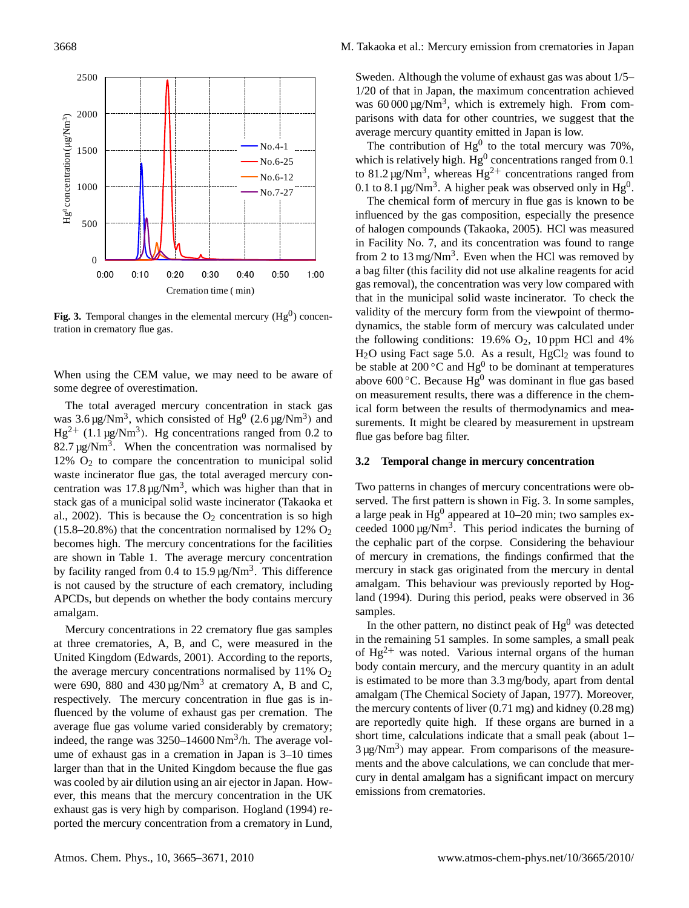2500

2000

1500

1000

500

0

0:00 0:10 0:20 0:30 0:40 0:50 1:00

$Hg^0$ concentration (μg/Nm$^3$)

Cremation time ( min)

No.4-1

No.6-25

No.6-12

No.7-27

**Fig. 3.** Temporal changes in the elemental mercury ($Hg^0$) concentration in crematory flue gas.

When using the CEM value, we may need to be aware of some degree of overestimation.

The total averaged mercury concentration in stack gas was 3.6 μg/Nm$^3$, which consisted of $Hg^0$ (2.6 μg/Nm$^3$) and $Hg^{2+}$ (1.1 μg/Nm$^3$). Hg concentrations ranged from 0.2 to 82.7 μg/Nm$^3$. When the concentration was normalised by 12% $O_2$ to compare the concentration to municipal solid waste incinerator flue gas, the total averaged mercury concentration was 17.8 μg/Nm$^3$, which was higher than that in stack gas of a municipal solid waste incinerator (Takaoka et al., 2002). This is because the $O_2$ concentration is so high (15.8–20.8%) that the concentration normalised by 12% $O_2$ becomes high. The mercury concentrations for the facilities are shown in Table 1. The average mercury concentration by facility ranged from 0.4 to 15.9 μg/Nm$^3$. This difference is not caused by the structure of each crematory, including APCDs, but depends on whether the body contains mercury amalgam.

Mercury concentrations in 22 crematory flue gas samples at three crematories, A, B, and C, were measured in the United Kingdom (Edwards, 2001). According to the reports, the average mercury concentrations normalised by 11% $O_2$ were 690, 880 and 430 μg/Nm$^3$ at crematory A, B and C, respectively. The mercury concentration in flue gas is influenced by the volume of exhaust gas per cremation. The average flue gas volume varied considerably by crematory; indeed, the range was 3250–14600 Nm$^3$/h. The average volume of exhaust gas in a cremation in Japan is 3–10 times larger than that in the United Kingdom because the flue gas was cooled by air dilution using an air ejector in Japan. However, this means that the mercury concentration in the UK exhaust gas is very high by comparison. Hogland (1994) reported the mercury concentration from a crematory in Lund, Sweden. Although the volume of exhaust gas was about 1/5–1/20 of that in Japan, the maximum concentration achieved was 60 000 μg/Nm$^3$, which is extremely high. From comparisons with data for other countries, we suggest that the average mercury quantity emitted in Japan is low.

The contribution of $Hg^0$ to the total mercury was 70%, which is relatively high. $Hg^0$ concentrations ranged from 0.1 to 81.2 μg/Nm$^3$, whereas $Hg^{2+}$ concentrations ranged from 0.1 to 8.1 μg/Nm$^3$. A higher peak was observed only in $Hg^0$.

The chemical form of mercury in flue gas is known to be influenced by the gas composition, especially the presence of halogen compounds (Takaoka, 2005). HCl was measured in Facility No. 7, and its concentration was found to range from 2 to 13 mg/Nm$^3$. Even when the HCl was removed by a bag filter (this facility did not use alkaline reagents for acid gas removal), the concentration was very low compared with that in the municipal solid waste incinerator. To check the validity of the mercury form from the viewpoint of thermodynamics, the stable form of mercury was calculated under the following conditions: 19.6% $O_2$, 10 ppm HCl and 4% $H_2O$ using Fact sage 5.0. As a result, $HgCl_2$ was found to be stable at 200 °C and $Hg^0$ to be dominant at temperatures above 600 °C. Because $Hg^0$ was dominant in flue gas based on measurement results, there was a difference in the chemical form between the results of thermodynamics and measurements. It might be cleared by measurement in upstream flue gas before bag filter.

### 3.2 Temporal change in mercury concentration

Two patterns in changes of mercury concentrations were observed. The first pattern is shown in Fig. 3. In some samples, a large peak in $Hg^0$ appeared at 10–20 min; two samples exceeded 1000 μg/Nm$^3$. This period indicates the burning of the cephalic part of the corpse. Considering the behaviour of mercury in cremations, the findings confirmed that the mercury in stack gas originated from the mercury in dental amalgam. This behaviour was previously reported by Hogland (1994). During this period, peaks were observed in 36 samples.

In the other pattern, no distinct peak of $Hg^0$ was detected in the remaining 51 samples. In some samples, a small peak of $Hg^{2+}$ was noted. Various internal organs of the human body contain mercury, and the mercury quantity in an adult is estimated to be more than 3.3 mg/body, apart from dental amalgam (The Chemical Society of Japan, 1977). Moreover, the mercury contents of liver (0.71 mg) and kidney (0.28 mg) are reportedly quite high. If these organs are burned in a short time, calculations indicate that a small peak (about 1–3 μg/Nm$^3$) may appear. From comparisons of the measurements and the above calculations, we can conclude that mercury in dental amalgam has a significant impact on mercury emissions from crematories.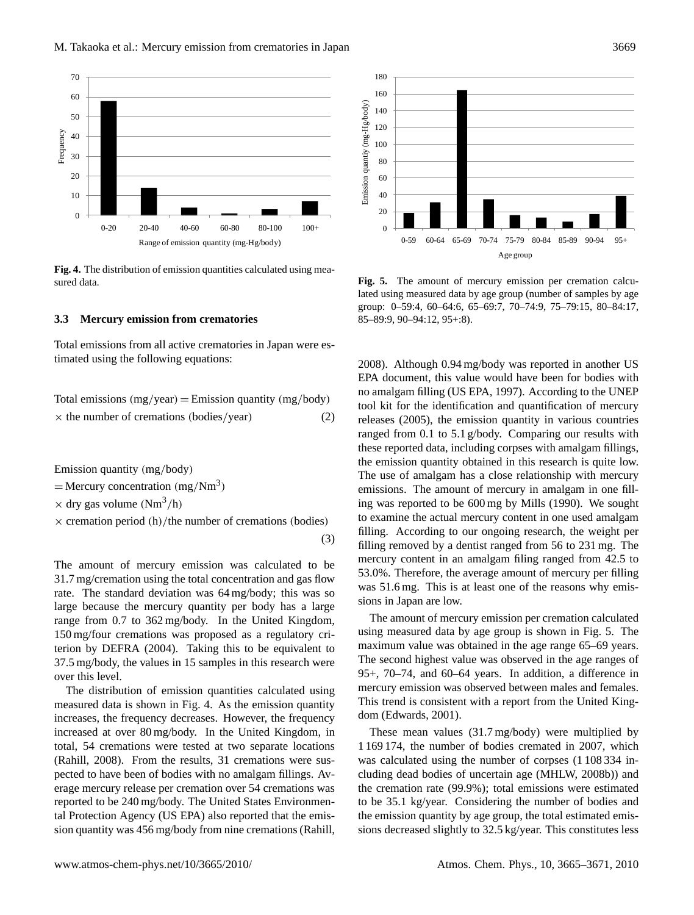70
60
50
40
30
20
10
0
Frequency
0-20
20-40
40-60
60-80
80-100
100+
Range of emission quantity (mg-Hg/body)

**Fig. 4.** The distribution of emission quantities calculated using measured data.

### 3.3 Mercury emission from crematories

Total emissions from all active crematories in Japan were estimated using the following equations:

$$\text{Total emissions (mg/year)} = \text{Emission quantity (mg/body)} \times \text{the number of cremations (bodies/year)} \quad (2)$$

$$\text{Emission quantity (mg/body)} = \text{Mercury concentration (mg/Nm}^3\text{)} \times \text{dry gas volume (Nm}^3\text{/h)} \times \text{cremation period (h)/the number of cremations (bodies)} \quad (3)$$

The amount of mercury emission was calculated to be 31.7 mg/cremation using the total concentration and gas flow rate. The standard deviation was 64 mg/body; this was so large because the mercury quantity per body has a large range from 0.7 to 362 mg/body. In the United Kingdom, 150 mg/four cremations was proposed as a regulatory criterion by DEFRA (2004). Taking this to be equivalent to 37.5 mg/body, the values in 15 samples in this research were over this level.

The distribution of emission quantities calculated using measured data is shown in Fig. 4. As the emission quantity increases, the frequency decreases. However, the frequency increased at over 80 mg/body. In the United Kingdom, in total, 54 cremations were tested at two separate locations (Rahill, 2008). From the results, 31 cremations were suspected to have been of bodies with no amalgam fillings. Average mercury release per cremation over 54 cremations was reported to be 240 mg/body. The United States Environmental Protection Agency (US EPA) also reported that the emission quantity was 456 mg/body from nine cremations (Rahill, 2008). Although 0.94 mg/body was reported in another US EPA document, this value would have been for bodies with no amalgam filling (US EPA, 1997). According to the UNEP tool kit for the identification and quantification of mercury releases (2005), the emission quantity in various countries ranged from 0.1 to 5.1 g/body. Comparing our results with these reported data, including corpses with amalgam fillings, the emission quantity obtained in this research is quite low. The use of amalgam has a close relationship with mercury emissions. The amount of mercury in amalgam in one filling was reported to be 600 mg by Mills (1990). We sought to examine the actual mercury content in one used amalgam filling. According to our ongoing research, the weight per filling removed by a dentist ranged from 56 to 231 mg. The mercury content in an amalgam filing ranged from 42.5 to 53.0%. Therefore, the average amount of mercury per filling was 51.6 mg. This is at least one of the reasons why emissions in Japan are low.

180
160
140
120
100
80
60
40
20
0
Emission quantity (mg-Hg/body)
0-59
60-64
65-69
70-74
75-79
80-84
85-89
90-94
95+
Age group

**Fig. 5.** The amount of mercury emission per cremation calculated using measured data by age group (number of samples by age group: 0–59:4, 60–64:6, 65–69:7, 70–74:9, 75–79:15, 80–84:17, 85–89:9, 90–94:12, 95+:8).

The amount of mercury emission per cremation calculated using measured data by age group is shown in Fig. 5. The maximum value was obtained in the age range 65–69 years. The second highest value was observed in the age ranges of 95+, 70–74, and 60–64 years. In addition, a difference in mercury emission was observed between males and females. This trend is consistent with a report from the United Kingdom (Edwards, 2001).

These mean values (31.7 mg/body) were multiplied by 1 169 174, the number of bodies cremated in 2007, which was calculated using the number of corpses (1 108 334 including dead bodies of uncertain age (MHLW, 2008b)) and the cremation rate (99.9%); total emissions were estimated to be 35.1 kg/year. Considering the number of bodies and the emission quantity by age group, the total estimated emissions decreased slightly to 32.5 kg/year. This constitutes less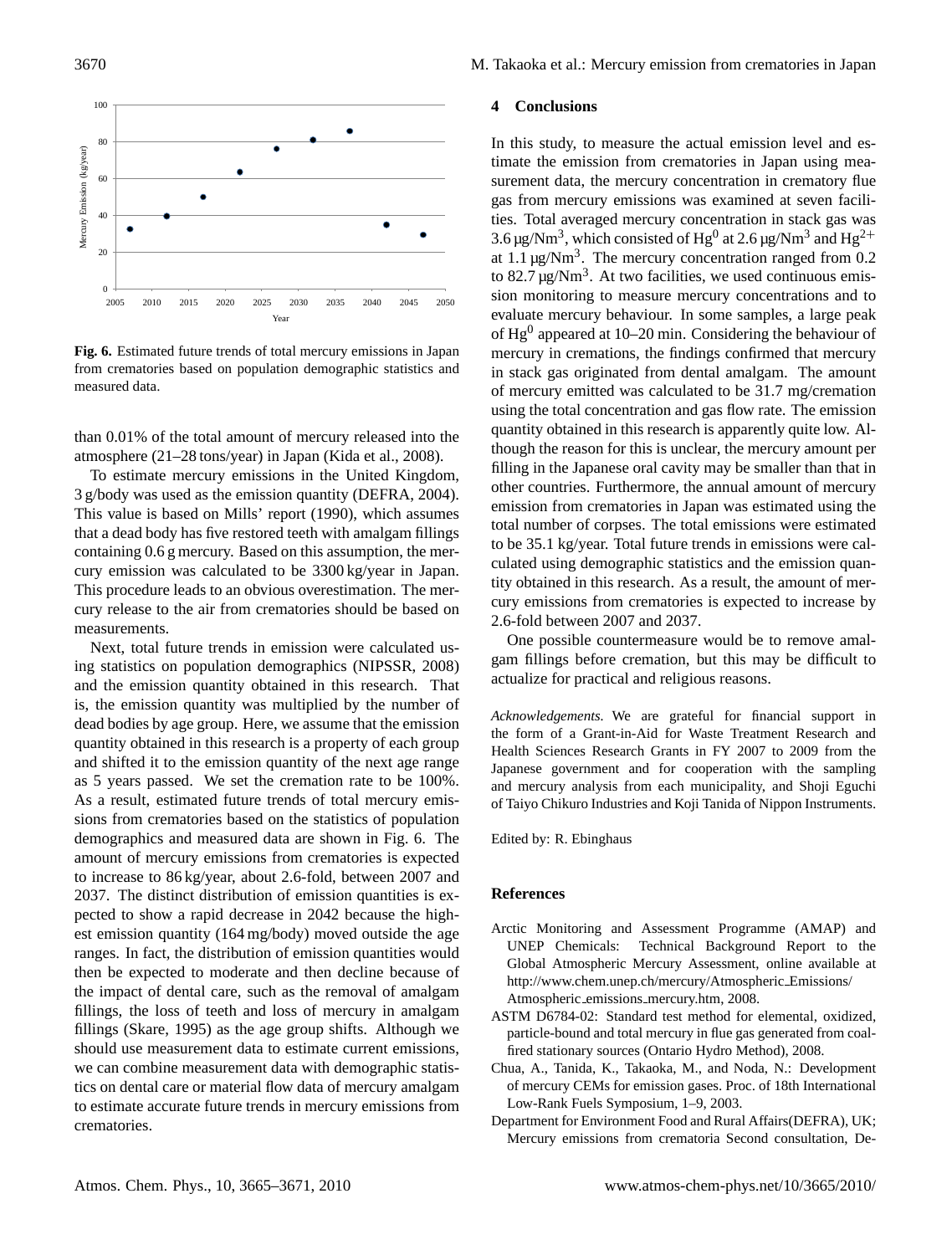100

80

60

40

20

0

Mercury Emission (kg/year)

2005 2010 2015 2020 2025 2030 2035 2040 2045 2050

Year

**Fig. 6.** Estimated future trends of total mercury emissions in Japan from crematories based on population demographic statistics and measured data.

than 0.01% of the total amount of mercury released into the atmosphere (21–28 tons/year) in Japan (Kida et al., 2008).

To estimate mercury emissions in the United Kingdom, 3 g/body was used as the emission quantity (DEFRA, 2004). This value is based on Mills' report (1990), which assumes that a dead body has five restored teeth with amalgam fillings containing 0.6 g mercury. Based on this assumption, the mercury emission was calculated to be 3300 kg/year in Japan. This procedure leads to an obvious overestimation. The mercury release to the air from crematories should be based on measurements.

Next, total future trends in emission were calculated using statistics on population demographics (NIPSSR, 2008) and the emission quantity obtained in this research. That is, the emission quantity was multiplied by the number of dead bodies by age group. Here, we assume that the emission quantity obtained in this research is a property of each group and shifted it to the emission quantity of the next age range as 5 years passed. We set the cremation rate to be 100%. As a result, estimated future trends of total mercury emissions from crematories based on the statistics of population demographics and measured data are shown in Fig. 6. The amount of mercury emissions from crematories is expected to increase to 86 kg/year, about 2.6-fold, between 2007 and 2037. The distinct distribution of emission quantities is expected to show a rapid decrease in 2042 because the highest emission quantity (164 mg/body) moved outside the age ranges. In fact, the distribution of emission quantities would then be expected to moderate and then decline because of the impact of dental care, such as the removal of amalgam fillings, the loss of teeth and loss of mercury in amalgam fillings (Skare, 1995) as the age group shifts. Although we should use measurement data to estimate current emissions, we can combine measurement data with demographic statistics on dental care or material flow data of mercury amalgam to estimate accurate future trends in mercury emissions from crematories.

## 4 Conclusions

In this study, to measure the actual emission level and estimate the emission from crematories in Japan using measurement data, the mercury concentration in crematory flue gas from mercury emissions was examined at seven facilities. Total averaged mercury concentration in stack gas was 3.6 μg/Nm$^3$, which consisted of $Hg^0$ at 2.6 μg/Nm$^3$ and $Hg^{2+}$ at 1.1 μg/Nm$^3$. The mercury concentration ranged from 0.2 to 82.7 μg/Nm$^3$. At two facilities, we used continuous emission monitoring to measure mercury concentrations and to evaluate mercury behaviour. In some samples, a large peak of $Hg^0$ appeared at 10–20 min. Considering the behaviour of mercury in cremations, the findings confirmed that mercury in stack gas originated from dental amalgam. The amount of mercury emitted was calculated to be 31.7 mg/cremation using the total concentration and gas flow rate. The emission quantity obtained in this research is apparently quite low. Although the reason for this is unclear, the mercury amount per filling in the Japanese oral cavity may be smaller than that in other countries. Furthermore, the annual amount of mercury emission from crematories in Japan was estimated using the total number of corpses. The total emissions were estimated to be 35.1 kg/year. Total future trends in emissions were calculated using demographic statistics and the emission quantity obtained in this research. As a result, the amount of mercury emissions from crematories is expected to increase by 2.6-fold between 2007 and 2037.

One possible countermeasure would be to remove amalgam fillings before cremation, but this may be difficult to actualize for practical and religious reasons.

*Acknowledgements.* We are grateful for financial support in the form of a Grant-in-Aid for Waste Treatment Research and Health Sciences Research Grants in FY 2007 to 2009 from the Japanese government and for cooperation with the sampling and mercury analysis from each municipality, and Shoji Eguchi of Taiyo Chikuro Industries and Koji Tanida of Nippon Instruments.

Edited by: R. Ebinghaus

## References

Arctic Monitoring and Assessment Programme (AMAP) and UNEP Chemicals: Technical Background Report to the Global Atmospheric Mercury Assessment, online available at http://www.chem.unep.ch/mercury/Atmospheric_Emissions/Atmospheric_emissions_mercury.htm, 2008.

ASTM D6784-02: Standard test method for elemental, oxidized, particle-bound and total mercury in flue gas generated from coal-fired stationary sources (Ontario Hydro Method), 2008.

Chua, A., Tanida, K., Takaoka, M., and Noda, N.: Development of mercury CEMs for emission gases. Proc. of 18th International Low-Rank Fuels Symposium, 1–9, 2003.

Department for Environment Food and Rural Affairs(DEFRA), UK; Mercury emissions from crematoria Second consultation, De-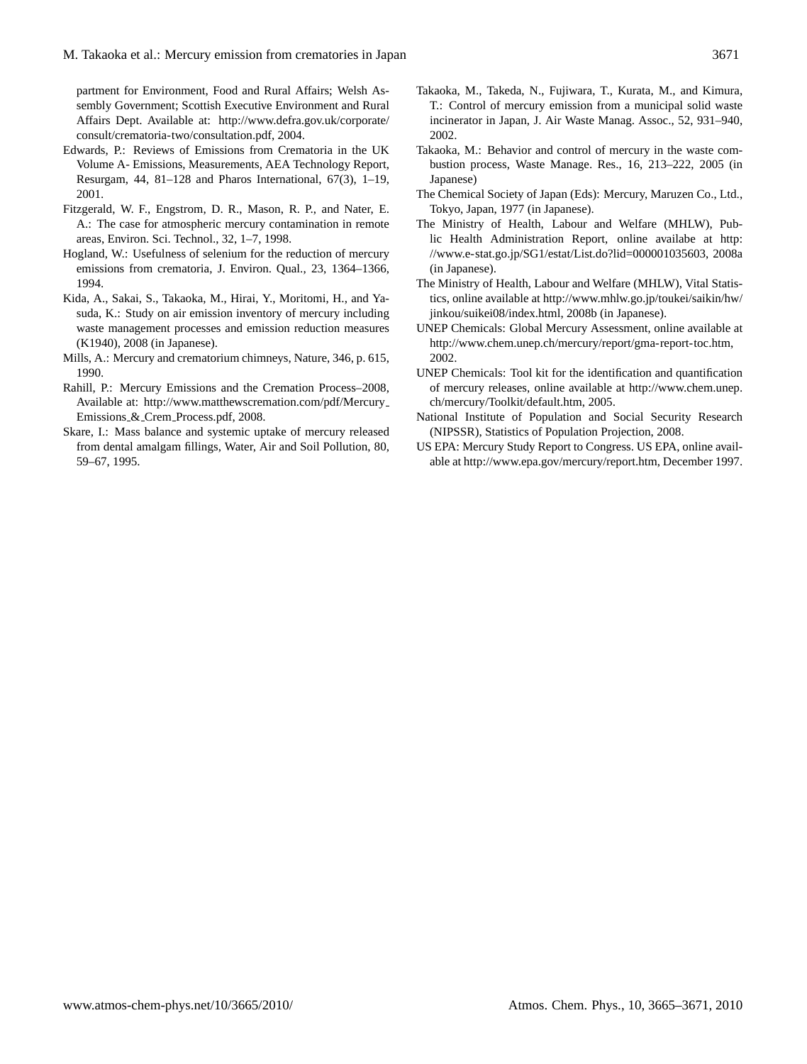partment for Environment, Food and Rural Affairs; Welsh Assembly Government; Scottish Executive Environment and Rural Affairs Dept. Available at: http://www.defra.gov.uk/corporate/consult/crematoria-two/consultation.pdf, 2004.

Edwards, P.: Reviews of Emissions from Crematoria in the UK Volume A- Emissions, Measurements, AEA Technology Report, Resurgam, 44, 81–128 and Pharos International, 67(3), 1–19, 2001.

Fitzgerald, W. F., Engstrom, D. R., Mason, R. P., and Nater, E. A.: The case for atmospheric mercury contamination in remote areas, Environ. Sci. Technol., 32, 1–7, 1998.

Hogland, W.: Usefulness of selenium for the reduction of mercury emissions from crematoria, J. Environ. Qual., 23, 1364–1366, 1994.

Kida, A., Sakai, S., Takaoka, M., Hirai, Y., Moritomi, H., and Yasuda, K.: Study on air emission inventory of mercury including waste management processes and emission reduction measures (K1940), 2008 (in Japanese).

Mills, A.: Mercury and crematorium chimneys, Nature, 346, p. 615, 1990.

Rahill, P.: Mercury Emissions and the Cremation Process–2008, Available at: http://www.matthewscremation.com/pdf/Mercury_Emissions_&_Crem_Process.pdf, 2008.

Skare, I.: Mass balance and systemic uptake of mercury released from dental amalgam fillings, Water, Air and Soil Pollution, 80, 59–67, 1995.

Takaoka, M., Takeda, N., Fujiwara, T., Kurata, M., and Kimura, T.: Control of mercury emission from a municipal solid waste incinerator in Japan, J. Air Waste Manag. Assoc., 52, 931–940, 2002.

Takaoka, M.: Behavior and control of mercury in the waste combustion process, Waste Manage. Res., 16, 213–222, 2005 (in Japanese)

The Chemical Society of Japan (Eds): Mercury, Maruzen Co., Ltd., Tokyo, Japan, 1977 (in Japanese).

The Ministry of Health, Labour and Welfare (MHLW), Public Health Administration Report, online availabe at http://www.e-stat.go.jp/SG1/estat/List.do?lid=000001035603, 2008a (in Japanese).

The Ministry of Health, Labour and Welfare (MHLW), Vital Statistics, online available at http://www.mhlw.go.jp/toukei/saikin/hw/jinkou/suikei08/index.html, 2008b (in Japanese).

UNEP Chemicals: Global Mercury Assessment, online available at http://www.chem.unep.ch/mercury/report/gma-report-toc.htm, 2002.

UNEP Chemicals: Tool kit for the identification and quantification of mercury releases, online available at http://www.chem.unep.ch/mercury/Toolkit/default.htm, 2005.

National Institute of Population and Social Security Research (NIPSSR), Statistics of Population Projection, 2008.

US EPA: Mercury Study Report to Congress. US EPA, online available at http://www.epa.gov/mercury/report.htm, December 1997.